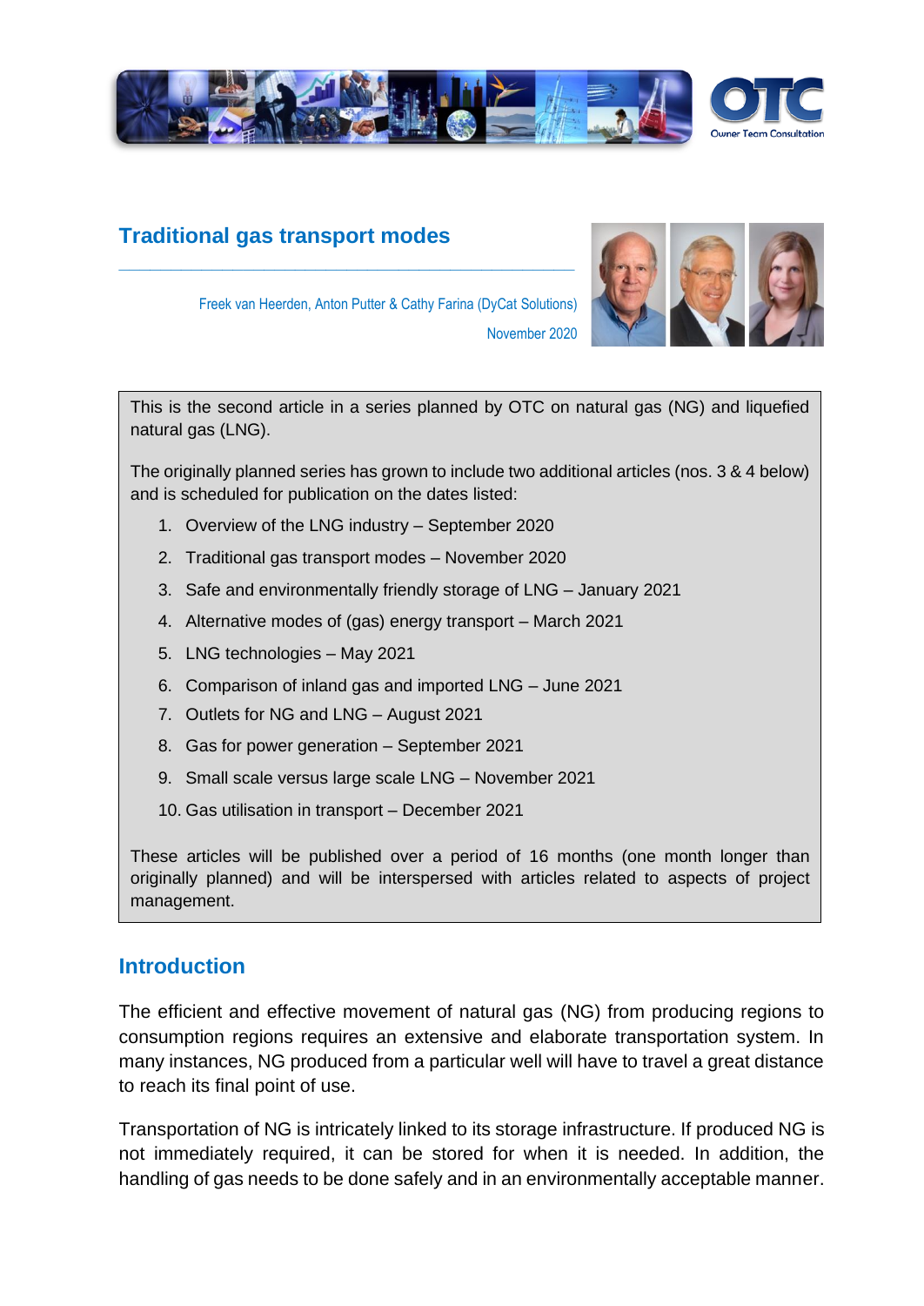# Traditional gas transport modes

Freek van Heerden, Anton Putter & Cathy Farina (DyCat Solutions)

November 2020

This is the second article in a series planned by OTC on natural gas (NG) and liquefied natural gas (LNG).

The originally planned series has grown to include two additional articles (nos. 3 & 4 below) and is scheduled for publication on the dates listed:

1. Overview of the LNG industry – September 2020
2. Traditional gas transport modes – November 2020
3. Safe and environmentally friendly storage of LNG – January 2021
4. Alternative modes of (gas) energy transport – March 2021
5. LNG technologies – May 2021
6. Comparison of inland gas and imported LNG – June 2021
7. Outlets for NG and LNG – August 2021
8. Gas for power generation – September 2021
9. Small scale versus large scale LNG – November 2021
10. Gas utilisation in transport – December 2021

These articles will be published over a period of 16 months (one month longer than originally planned) and will be interspersed with articles related to aspects of project management.

## Introduction

The efficient and effective movement of natural gas (NG) from producing regions to consumption regions requires an extensive and elaborate transportation system. In many instances, NG produced from a particular well will have to travel a great distance to reach its final point of use.

Transportation of NG is intricately linked to its storage infrastructure. If produced NG is not immediately required, it can be stored for when it is needed. In addition, the handling of gas needs to be done safely and in an environmentally acceptable manner.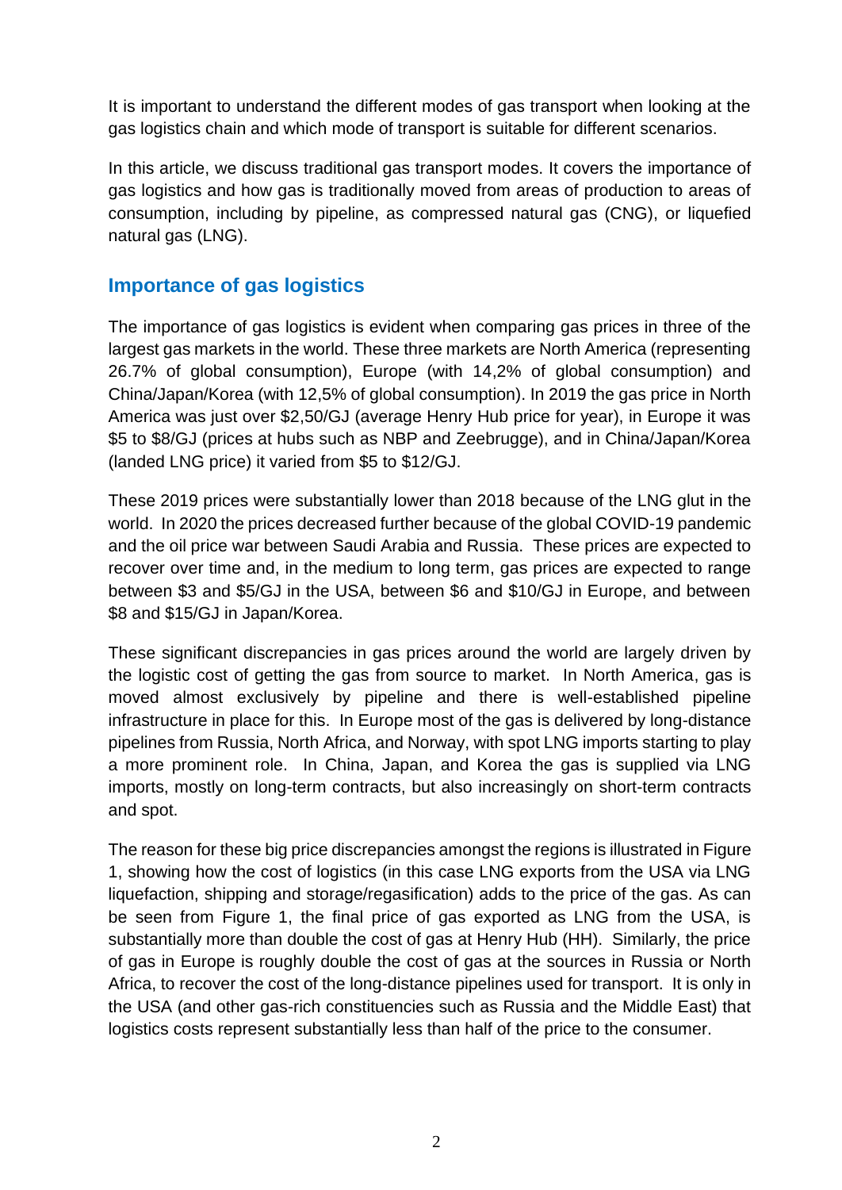It is important to understand the different modes of gas transport when looking at the gas logistics chain and which mode of transport is suitable for different scenarios.

In this article, we discuss traditional gas transport modes. It covers the importance of gas logistics and how gas is traditionally moved from areas of production to areas of consumption, including by pipeline, as compressed natural gas (CNG), or liquefied natural gas (LNG).

## Importance of gas logistics

The importance of gas logistics is evident when comparing gas prices in three of the largest gas markets in the world. These three markets are North America (representing 26.7% of global consumption), Europe (with 14,2% of global consumption) and China/Japan/Korea (with 12,5% of global consumption). In 2019 the gas price in North America was just over $2,50/GJ (average Henry Hub price for year), in Europe it was $5 to $8/GJ (prices at hubs such as NBP and Zeebrugge), and in China/Japan/Korea (landed LNG price) it varied from $5 to $12/GJ.

These 2019 prices were substantially lower than 2018 because of the LNG glut in the world. In 2020 the prices decreased further because of the global COVID-19 pandemic and the oil price war between Saudi Arabia and Russia. These prices are expected to recover over time and, in the medium to long term, gas prices are expected to range between $3 and $5/GJ in the USA, between $6 and $10/GJ in Europe, and between $8 and $15/GJ in Japan/Korea.

These significant discrepancies in gas prices around the world are largely driven by the logistic cost of getting the gas from source to market. In North America, gas is moved almost exclusively by pipeline and there is well-established pipeline infrastructure in place for this. In Europe most of the gas is delivered by long-distance pipelines from Russia, North Africa, and Norway, with spot LNG imports starting to play a more prominent role. In China, Japan, and Korea the gas is supplied via LNG imports, mostly on long-term contracts, but also increasingly on short-term contracts and spot.

The reason for these big price discrepancies amongst the regions is illustrated in Figure 1, showing how the cost of logistics (in this case LNG exports from the USA via LNG liquefaction, shipping and storage/regasification) adds to the price of the gas. As can be seen from Figure 1, the final price of gas exported as LNG from the USA, is substantially more than double the cost of gas at Henry Hub (HH). Similarly, the price of gas in Europe is roughly double the cost of gas at the sources in Russia or North Africa, to recover the cost of the long-distance pipelines used for transport. It is only in the USA (and other gas-rich constituencies such as Russia and the Middle East) that logistics costs represent substantially less than half of the price to the consumer.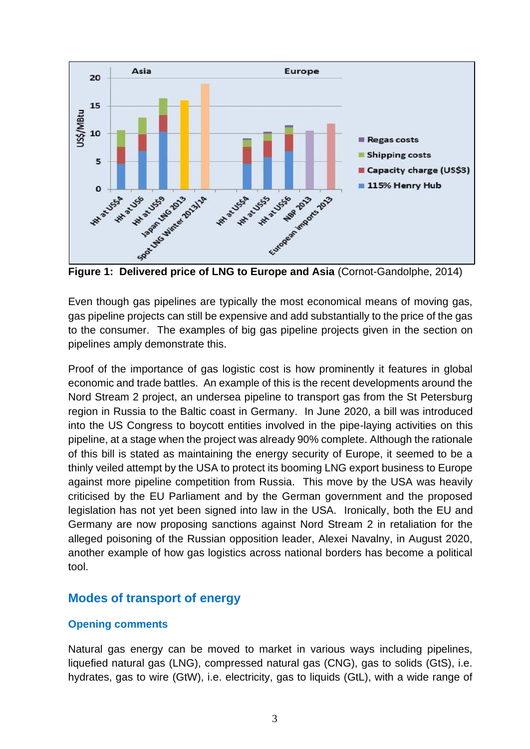**Figure 1: Delivered price of LNG to Europe and Asia** (Cornot-Gandolphe, 2014)

Even though gas pipelines are typically the most economical means of moving gas, gas pipeline projects can still be expensive and add substantially to the price of the gas to the consumer. The examples of big gas pipeline projects given in the section on pipelines amply demonstrate this.

Proof of the importance of gas logistic cost is how prominently it features in global economic and trade battles. An example of this is the recent developments around the Nord Stream 2 project, an undersea pipeline to transport gas from the St Petersburg region in Russia to the Baltic coast in Germany. In June 2020, a bill was introduced into the US Congress to boycott entities involved in the pipe-laying activities on this pipeline, at a stage when the project was already 90% complete. Although the rationale of this bill is stated as maintaining the energy security of Europe, it seemed to be a thinly veiled attempt by the USA to protect its booming LNG export business to Europe against more pipeline competition from Russia. This move by the USA was heavily criticised by the EU Parliament and by the German government and the proposed legislation has not yet been signed into law in the USA. Ironically, both the EU and Germany are now proposing sanctions against Nord Stream 2 in retaliation for the alleged poisoning of the Russian opposition leader, Alexei Navalny, in August 2020, another example of how gas logistics across national borders has become a political tool.

## Modes of transport of energy

### Opening comments

Natural gas energy can be moved to market in various ways including pipelines, liquefied natural gas (LNG), compressed natural gas (CNG), gas to solids (GtS), i.e. hydrates, gas to wire (GtW), i.e. electricity, gas to liquids (GtL), with a wide range of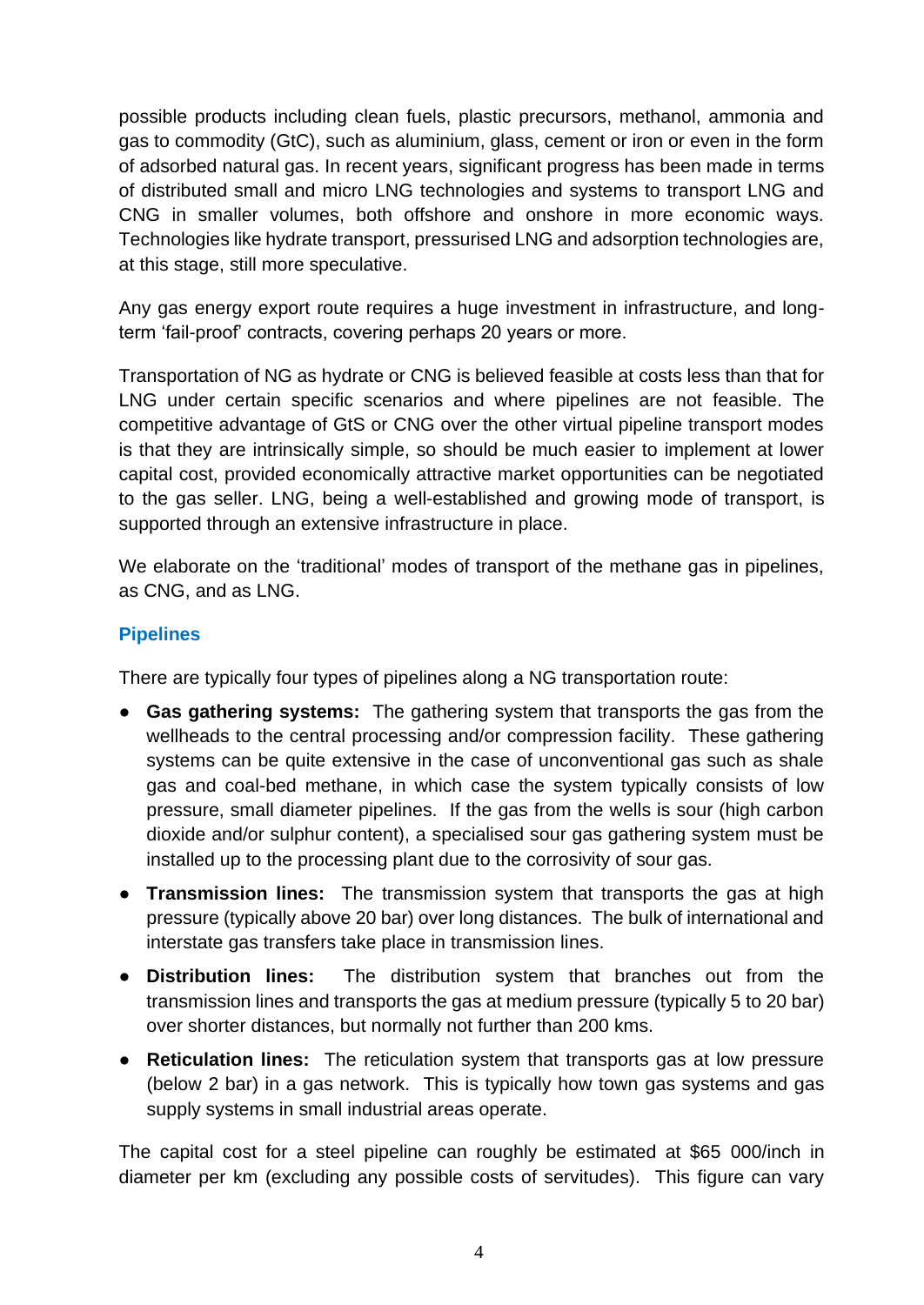possible products including clean fuels, plastic precursors, methanol, ammonia and gas to commodity (GtC), such as aluminium, glass, cement or iron or even in the form of adsorbed natural gas. In recent years, significant progress has been made in terms of distributed small and micro LNG technologies and systems to transport LNG and CNG in smaller volumes, both offshore and onshore in more economic ways. Technologies like hydrate transport, pressurised LNG and adsorption technologies are, at this stage, still more speculative.

Any gas energy export route requires a huge investment in infrastructure, and long-term 'fail-proof' contracts, covering perhaps 20 years or more.

Transportation of NG as hydrate or CNG is believed feasible at costs less than that for LNG under certain specific scenarios and where pipelines are not feasible. The competitive advantage of GtS or CNG over the other virtual pipeline transport modes is that they are intrinsically simple, so should be much easier to implement at lower capital cost, provided economically attractive market opportunities can be negotiated to the gas seller. LNG, being a well-established and growing mode of transport, is supported through an extensive infrastructure in place.

We elaborate on the 'traditional' modes of transport of the methane gas in pipelines, as CNG, and as LNG.

## Pipelines

There are typically four types of pipelines along a NG transportation route:

- **Gas gathering systems:** The gathering system that transports the gas from the wellheads to the central processing and/or compression facility. These gathering systems can be quite extensive in the case of unconventional gas such as shale gas and coal-bed methane, in which case the system typically consists of low pressure, small diameter pipelines. If the gas from the wells is sour (high carbon dioxide and/or sulphur content), a specialised sour gas gathering system must be installed up to the processing plant due to the corrosivity of sour gas.
- **Transmission lines:** The transmission system that transports the gas at high pressure (typically above 20 bar) over long distances. The bulk of international and interstate gas transfers take place in transmission lines.
- **Distribution lines:** The distribution system that branches out from the transmission lines and transports the gas at medium pressure (typically 5 to 20 bar) over shorter distances, but normally not further than 200 kms.
- **Reticulation lines:** The reticulation system that transports gas at low pressure (below 2 bar) in a gas network. This is typically how town gas systems and gas supply systems in small industrial areas operate.

The capital cost for a steel pipeline can roughly be estimated at $65 000/inch in diameter per km (excluding any possible costs of servitudes). This figure can vary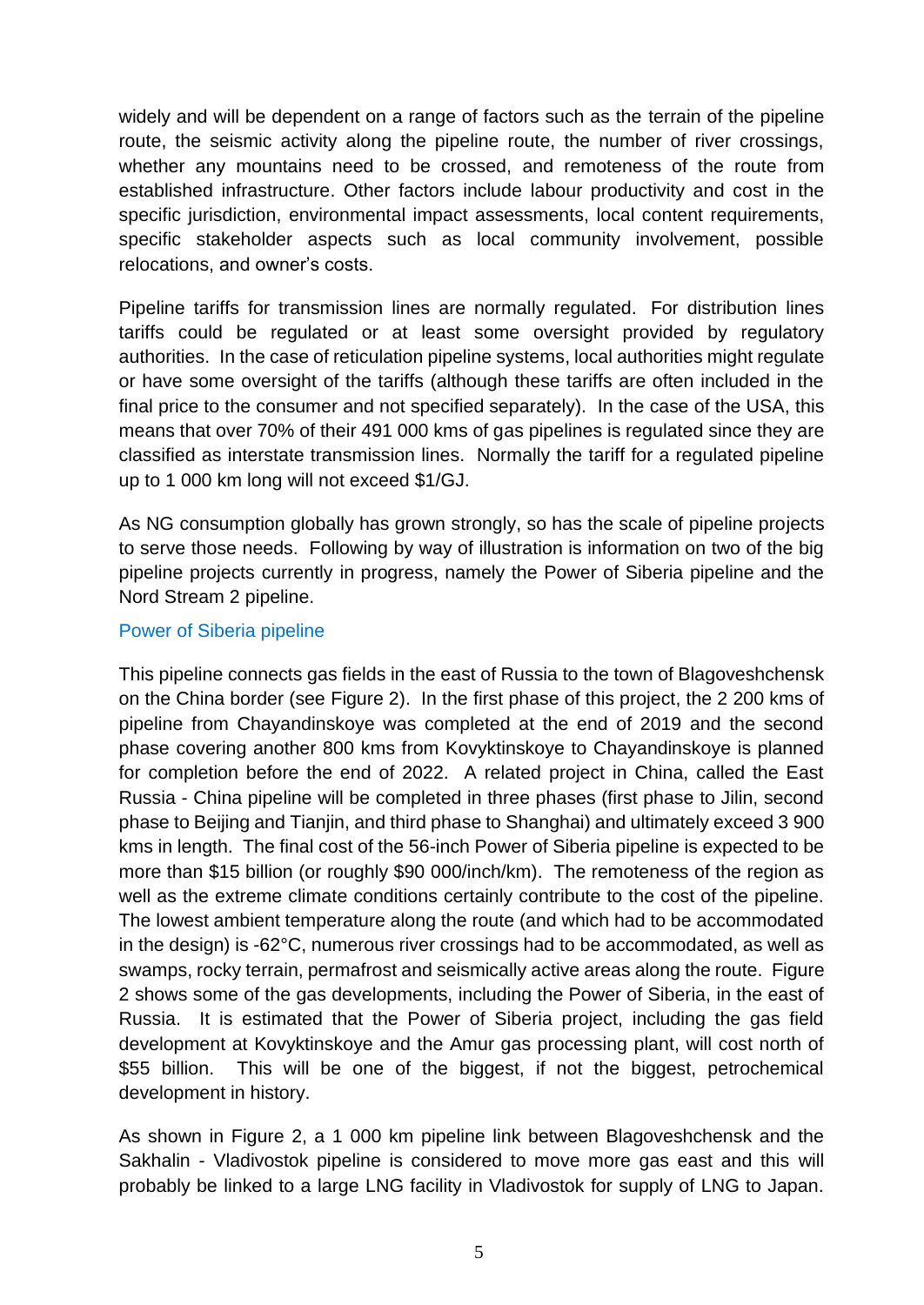widely and will be dependent on a range of factors such as the terrain of the pipeline route, the seismic activity along the pipeline route, the number of river crossings, whether any mountains need to be crossed, and remoteness of the route from established infrastructure. Other factors include labour productivity and cost in the specific jurisdiction, environmental impact assessments, local content requirements, specific stakeholder aspects such as local community involvement, possible relocations, and owner's costs.

Pipeline tariffs for transmission lines are normally regulated. For distribution lines tariffs could be regulated or at least some oversight provided by regulatory authorities. In the case of reticulation pipeline systems, local authorities might regulate or have some oversight of the tariffs (although these tariffs are often included in the final price to the consumer and not specified separately). In the case of the USA, this means that over 70% of their 491 000 kms of gas pipelines is regulated since they are classified as interstate transmission lines. Normally the tariff for a regulated pipeline up to 1 000 km long will not exceed \$1/GJ.

As NG consumption globally has grown strongly, so has the scale of pipeline projects to serve those needs. Following by way of illustration is information on two of the big pipeline projects currently in progress, namely the Power of Siberia pipeline and the Nord Stream 2 pipeline.

### Power of Siberia pipeline

This pipeline connects gas fields in the east of Russia to the town of Blagoveshchensk on the China border (see Figure 2). In the first phase of this project, the 2 200 kms of pipeline from Chayandinskoye was completed at the end of 2019 and the second phase covering another 800 kms from Kovyktinskoye to Chayandinskoye is planned for completion before the end of 2022. A related project in China, called the East Russia - China pipeline will be completed in three phases (first phase to Jilin, second phase to Beijing and Tianjin, and third phase to Shanghai) and ultimately exceed 3 900 kms in length. The final cost of the 56-inch Power of Siberia pipeline is expected to be more than \$15 billion (or roughly \$90 000/inch/km). The remoteness of the region as well as the extreme climate conditions certainly contribute to the cost of the pipeline. The lowest ambient temperature along the route (and which had to be accommodated in the design) is -62°C, numerous river crossings had to be accommodated, as well as swamps, rocky terrain, permafrost and seismically active areas along the route. Figure 2 shows some of the gas developments, including the Power of Siberia, in the east of Russia. It is estimated that the Power of Siberia project, including the gas field development at Kovyktinskoye and the Amur gas processing plant, will cost north of \$55 billion. This will be one of the biggest, if not the biggest, petrochemical development in history.

As shown in Figure 2, a 1 000 km pipeline link between Blagoveshchensk and the Sakhalin - Vladivostok pipeline is considered to move more gas east and this will probably be linked to a large LNG facility in Vladivostok for supply of LNG to Japan.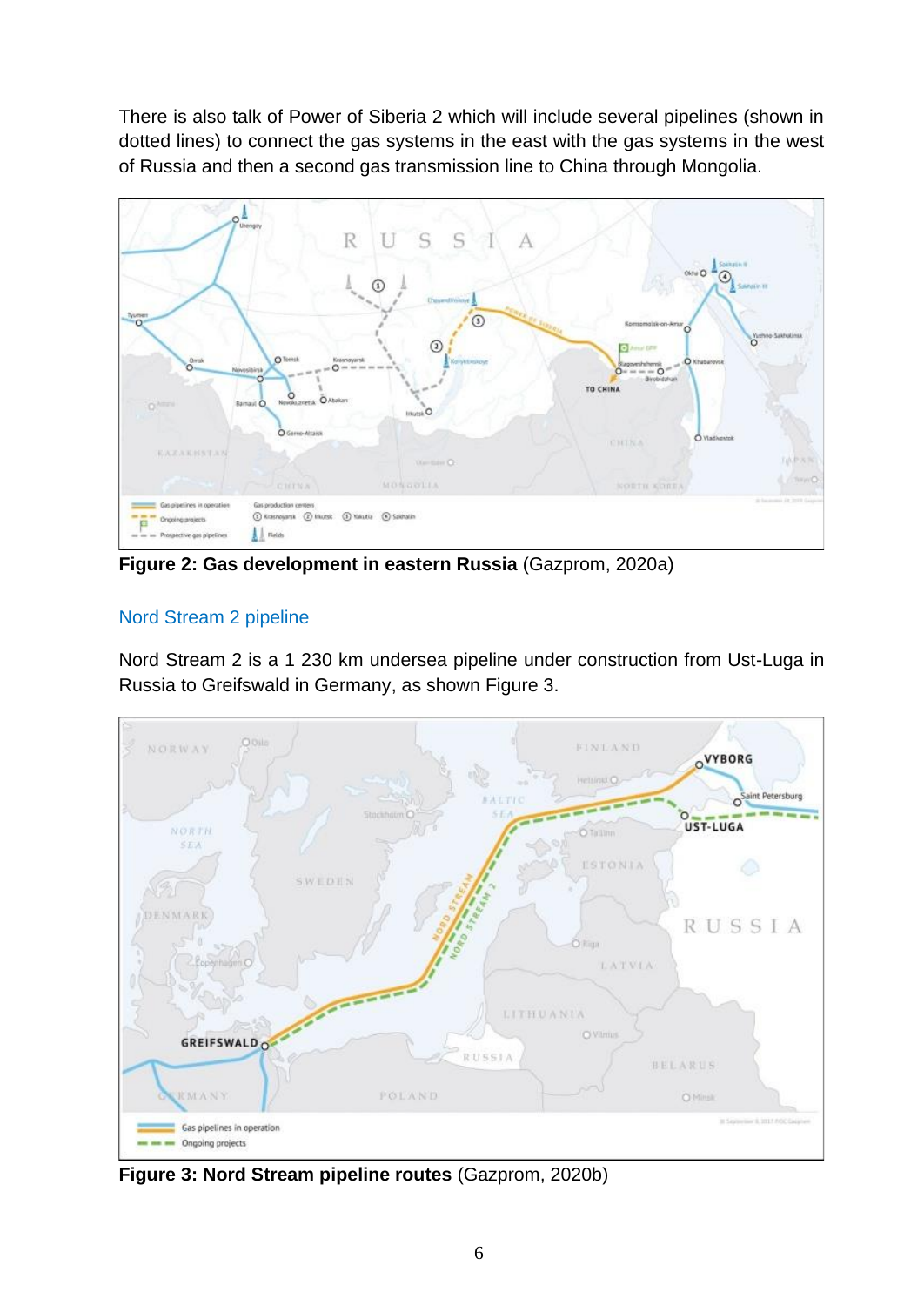There is also talk of Power of Siberia 2 which will include several pipelines (shown in dotted lines) to connect the gas systems in the east with the gas systems in the west of Russia and then a second gas transmission line to China through Mongolia.

**Figure 2: Gas development in eastern Russia** (Gazprom, 2020a)

## Nord Stream 2 pipeline

Nord Stream 2 is a 1 230 km undersea pipeline under construction from Ust-Luga in Russia to Greifswald in Germany, as shown Figure 3.

**Figure 3: Nord Stream pipeline routes** (Gazprom, 2020b)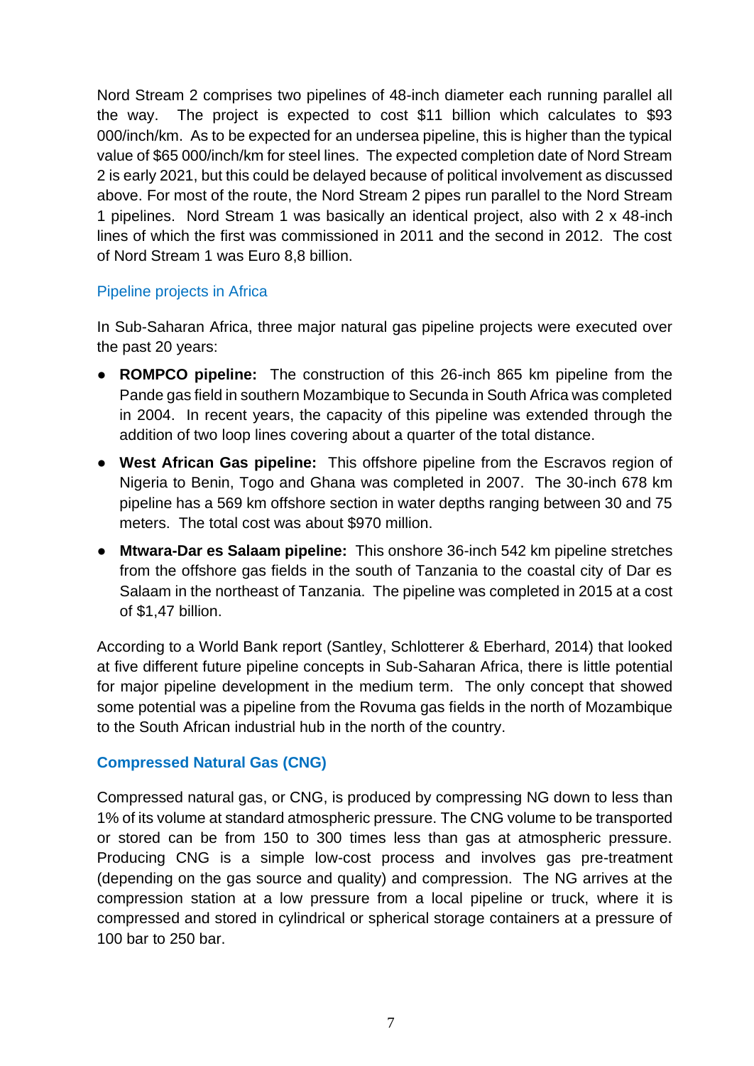Nord Stream 2 comprises two pipelines of 48-inch diameter each running parallel all the way. The project is expected to cost \$11 billion which calculates to \$93 000/inch/km. As to be expected for an undersea pipeline, this is higher than the typical value of \$65 000/inch/km for steel lines. The expected completion date of Nord Stream 2 is early 2021, but this could be delayed because of political involvement as discussed above. For most of the route, the Nord Stream 2 pipes run parallel to the Nord Stream 1 pipelines. Nord Stream 1 was basically an identical project, also with 2 x 48-inch lines of which the first was commissioned in 2011 and the second in 2012. The cost of Nord Stream 1 was Euro 8,8 billion.

### Pipeline projects in Africa

In Sub-Saharan Africa, three major natural gas pipeline projects were executed over the past 20 years:

- **ROMPCO pipeline:** The construction of this 26-inch 865 km pipeline from the Pande gas field in southern Mozambique to Secunda in South Africa was completed in 2004. In recent years, the capacity of this pipeline was extended through the addition of two loop lines covering about a quarter of the total distance.
- **West African Gas pipeline:** This offshore pipeline from the Escravos region of Nigeria to Benin, Togo and Ghana was completed in 2007. The 30-inch 678 km pipeline has a 569 km offshore section in water depths ranging between 30 and 75 meters. The total cost was about \$970 million.
- **Mtwara-Dar es Salaam pipeline:** This onshore 36-inch 542 km pipeline stretches from the offshore gas fields in the south of Tanzania to the coastal city of Dar es Salaam in the northeast of Tanzania. The pipeline was completed in 2015 at a cost of \$1,47 billion.

According to a World Bank report (Santley, Schlotterer & Eberhard, 2014) that looked at five different future pipeline concepts in Sub-Saharan Africa, there is little potential for major pipeline development in the medium term. The only concept that showed some potential was a pipeline from the Rovuma gas fields in the north of Mozambique to the South African industrial hub in the north of the country.

## Compressed Natural Gas (CNG)

Compressed natural gas, or CNG, is produced by compressing NG down to less than 1% of its volume at standard atmospheric pressure. The CNG volume to be transported or stored can be from 150 to 300 times less than gas at atmospheric pressure. Producing CNG is a simple low-cost process and involves gas pre-treatment (depending on the gas source and quality) and compression. The NG arrives at the compression station at a low pressure from a local pipeline or truck, where it is compressed and stored in cylindrical or spherical storage containers at a pressure of 100 bar to 250 bar.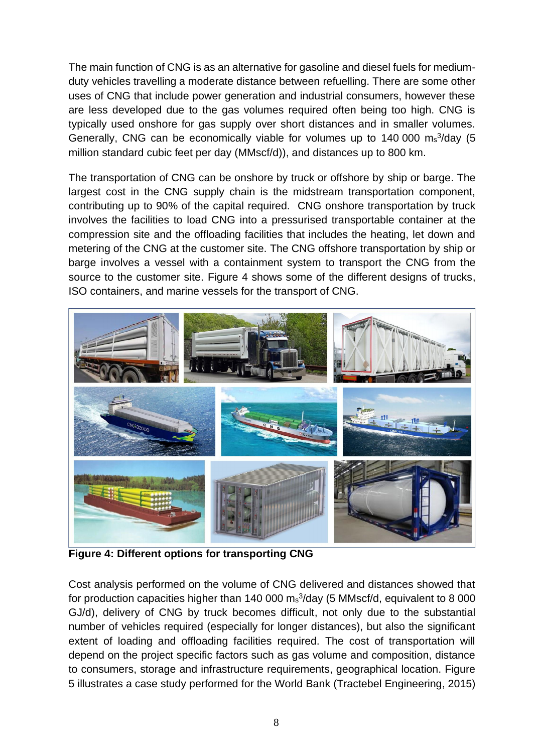The main function of CNG is as an alternative for gasoline and diesel fuels for medium-duty vehicles travelling a moderate distance between refuelling. There are some other uses of CNG that include power generation and industrial consumers, however these are less developed due to the gas volumes required often being too high. CNG is typically used onshore for gas supply over short distances and in smaller volumes. Generally, CNG can be economically viable for volumes up to 140 000 $m_s^3$/day (5 million standard cubic feet per day (MMscf/d)), and distances up to 800 km.

The transportation of CNG can be onshore by truck or offshore by ship or barge. The largest cost in the CNG supply chain is the midstream transportation component, contributing up to 90% of the capital required. CNG onshore transportation by truck involves the facilities to load CNG into a pressurised transportable container at the compression site and the offloading facilities that includes the heating, let down and metering of the CNG at the customer site. The CNG offshore transportation by ship or barge involves a vessel with a containment system to transport the CNG from the source to the customer site. Figure 4 shows some of the different designs of trucks, ISO containers, and marine vessels for the transport of CNG.

**Figure 4: Different options for transporting CNG**

Cost analysis performed on the volume of CNG delivered and distances showed that for production capacities higher than 140 000 $m_s^3$/day (5 MMscf/d, equivalent to 8 000 GJ/d), delivery of CNG by truck becomes difficult, not only due to the substantial number of vehicles required (especially for longer distances), but also the significant extent of loading and offloading facilities required. The cost of transportation will depend on the project specific factors such as gas volume and composition, distance to consumers, storage and infrastructure requirements, geographical location. Figure 5 illustrates a case study performed for the World Bank (Tractebel Engineering, 2015)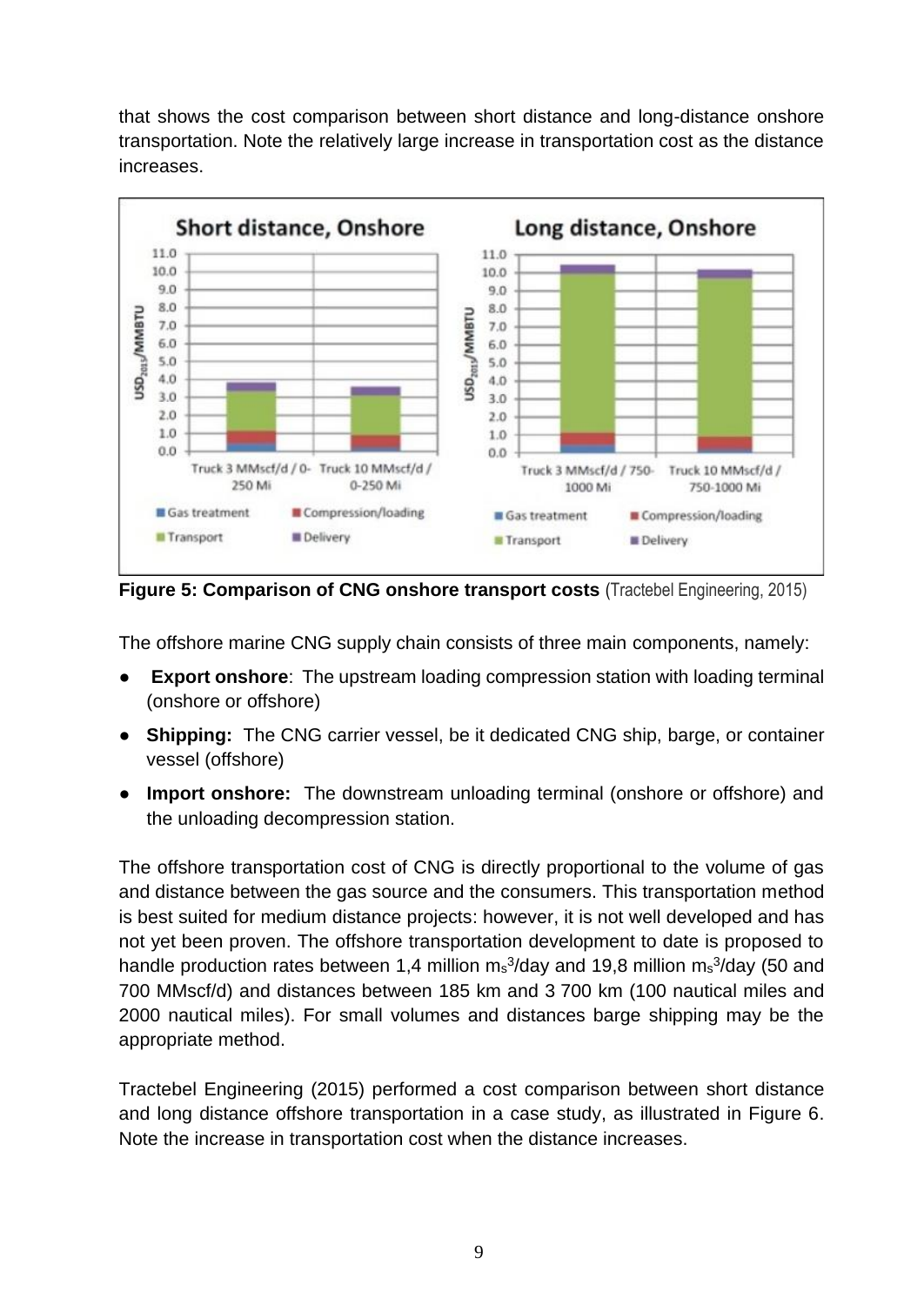that shows the cost comparison between short distance and long-distance onshore transportation. Note the relatively large increase in transportation cost as the distance increases.

**Figure 5: Comparison of CNG onshore transport costs** (Tractebel Engineering, 2015)

The offshore marine CNG supply chain consists of three main components, namely:

- **Export onshore**: The upstream loading compression station with loading terminal (onshore or offshore)
- **Shipping:** The CNG carrier vessel, be it dedicated CNG ship, barge, or container vessel (offshore)
- **Import onshore:** The downstream unloading terminal (onshore or offshore) and the unloading decompression station.

The offshore transportation cost of CNG is directly proportional to the volume of gas and distance between the gas source and the consumers. This transportation method is best suited for medium distance projects: however, it is not well developed and has not yet been proven. The offshore transportation development to date is proposed to handle production rates between 1,4 million $m_s^3$/day and 19,8 million $m_s^3$/day (50 and 700 MMscf/d) and distances between 185 km and 3 700 km (100 nautical miles and 2000 nautical miles). For small volumes and distances barge shipping may be the appropriate method.

Tractebel Engineering (2015) performed a cost comparison between short distance and long distance offshore transportation in a case study, as illustrated in Figure 6. Note the increase in transportation cost when the distance increases.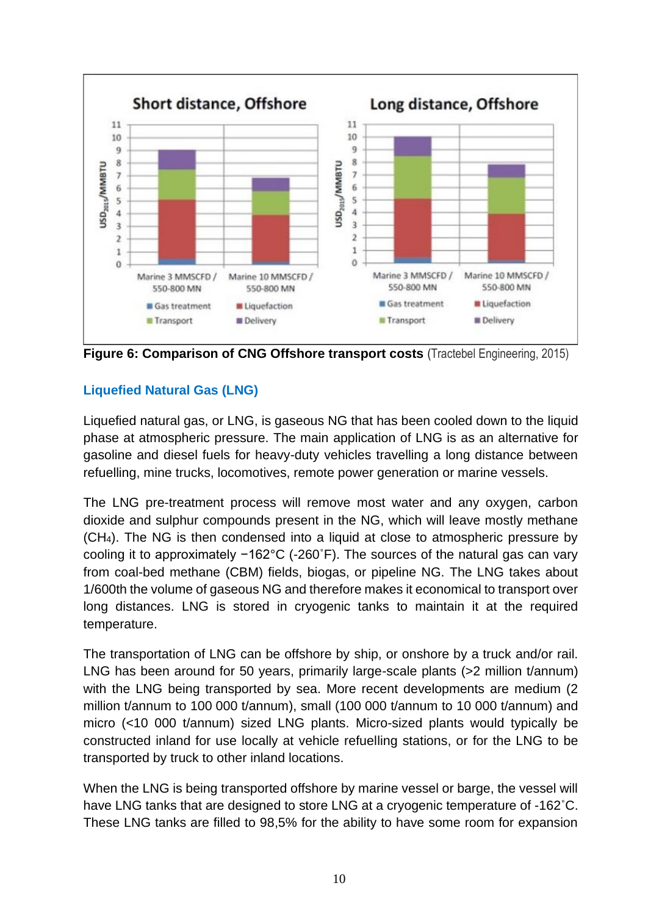Figure 6: Comparison of CNG Offshore transport costs (Tractebel Engineering, 2015)

### Liquefied Natural Gas (LNG)

Liquefied natural gas, or LNG, is gaseous NG that has been cooled down to the liquid phase at atmospheric pressure. The main application of LNG is as an alternative for gasoline and diesel fuels for heavy-duty vehicles travelling a long distance between refuelling, mine trucks, locomotives, remote power generation or marine vessels.

The LNG pre-treatment process will remove most water and any oxygen, carbon dioxide and sulphur compounds present in the NG, which will leave mostly methane ($CH_4$). The NG is then condensed into a liquid at close to atmospheric pressure by cooling it to approximately −162°C (-260˚F). The sources of the natural gas can vary from coal-bed methane (CBM) fields, biogas, or pipeline NG. The LNG takes about 1/600th the volume of gaseous NG and therefore makes it economical to transport over long distances. LNG is stored in cryogenic tanks to maintain it at the required temperature.

The transportation of LNG can be offshore by ship, or onshore by a truck and/or rail. LNG has been around for 50 years, primarily large-scale plants (>2 million t/annum) with the LNG being transported by sea. More recent developments are medium (2 million t/annum to 100 000 t/annum), small (100 000 t/annum to 10 000 t/annum) and micro (<10 000 t/annum) sized LNG plants. Micro-sized plants would typically be constructed inland for use locally at vehicle refuelling stations, or for the LNG to be transported by truck to other inland locations.

When the LNG is being transported offshore by marine vessel or barge, the vessel will have LNG tanks that are designed to store LNG at a cryogenic temperature of -162˚C. These LNG tanks are filled to 98,5% for the ability to have some room for expansion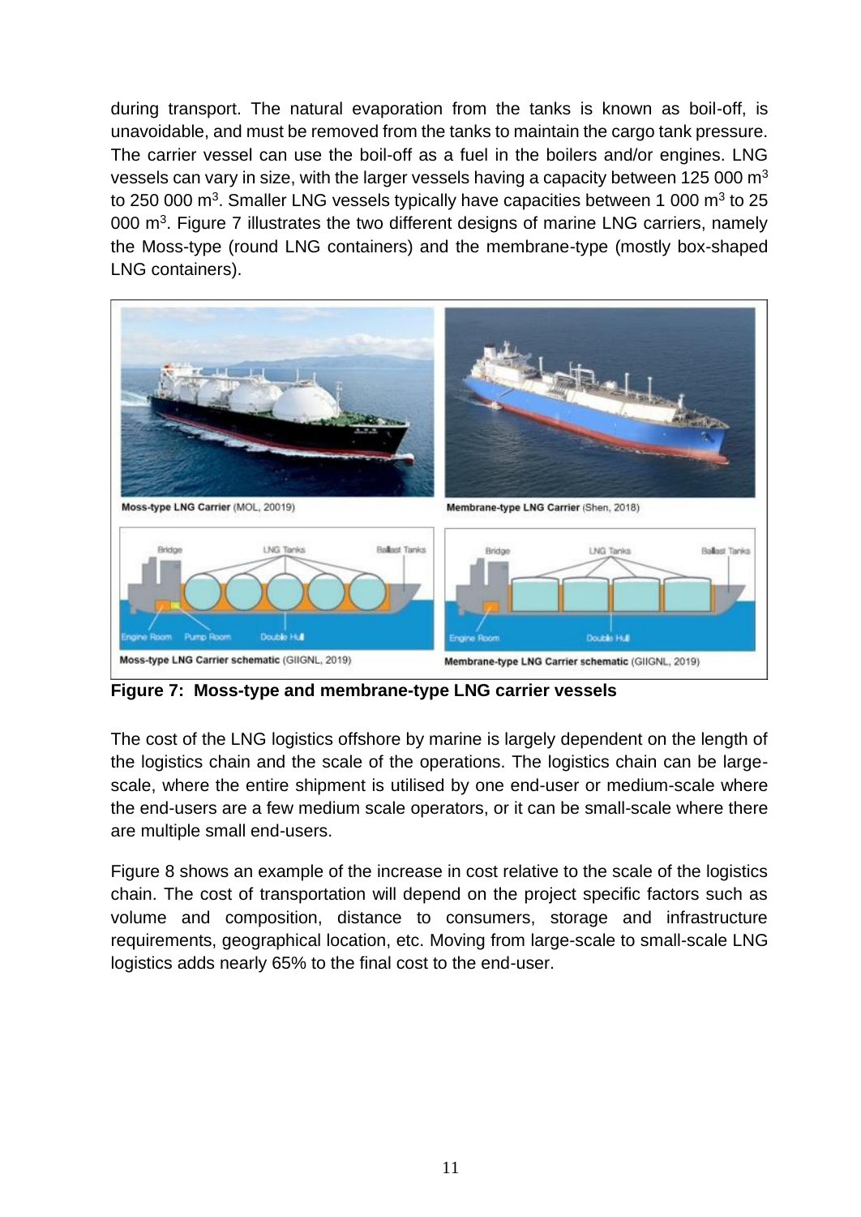during transport. The natural evaporation from the tanks is known as boil-off, is unavoidable, and must be removed from the tanks to maintain the cargo tank pressure. The carrier vessel can use the boil-off as a fuel in the boilers and/or engines. LNG vessels can vary in size, with the larger vessels having a capacity between 125 000 $m^3$ to 250 000 $m^3$. Smaller LNG vessels typically have capacities between 1 000 $m^3$ to 25 000 $m^3$. Figure 7 illustrates the two different designs of marine LNG carriers, namely the Moss-type (round LNG containers) and the membrane-type (mostly box-shaped LNG containers).

**Moss-type LNG Carrier** (MOL, 20019)

**Membrane-type LNG Carrier** (Shen, 2018)

**Moss-type LNG Carrier schematic** (GIIGNL, 2019)

**Membrane-type LNG Carrier schematic** (GIIGNL, 2019)

**Figure 7: Moss-type and membrane-type LNG carrier vessels**

The cost of the LNG logistics offshore by marine is largely dependent on the length of the logistics chain and the scale of the operations. The logistics chain can be large-scale, where the entire shipment is utilised by one end-user or medium-scale where the end-users are a few medium scale operators, or it can be small-scale where there are multiple small end-users.

Figure 8 shows an example of the increase in cost relative to the scale of the logistics chain. The cost of transportation will depend on the project specific factors such as volume and composition, distance to consumers, storage and infrastructure requirements, geographical location, etc. Moving from large-scale to small-scale LNG logistics adds nearly 65% to the final cost to the end-user.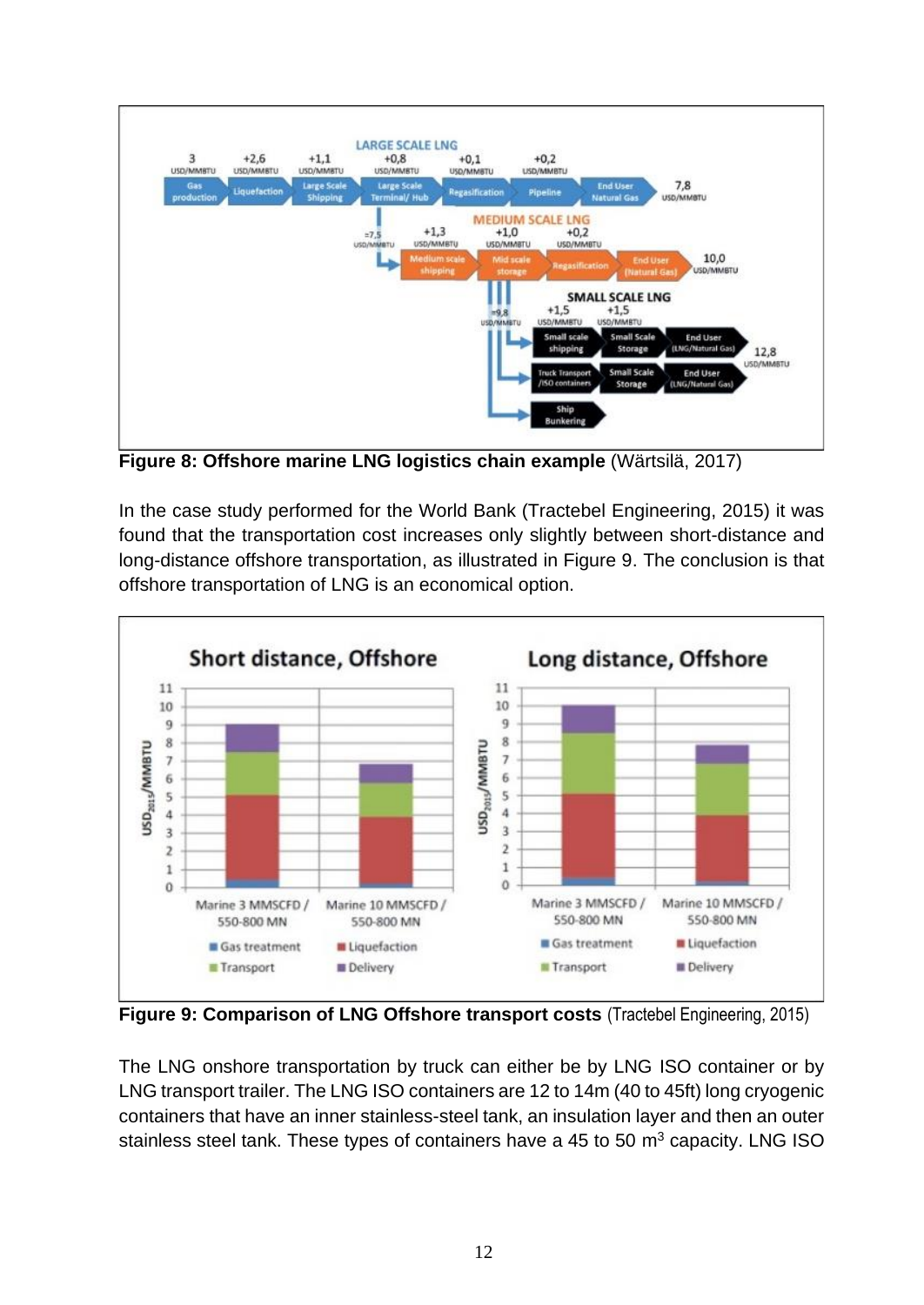**Figure 8: Offshore marine LNG logistics chain example** (Wärtsilä, 2017)

In the case study performed for the World Bank (Tractebel Engineering, 2015) it was found that the transportation cost increases only slightly between short-distance and long-distance offshore transportation, as illustrated in Figure 9. The conclusion is that offshore transportation of LNG is an economical option.

**Figure 9: Comparison of LNG Offshore transport costs** (Tractebel Engineering, 2015)

The LNG onshore transportation by truck can either be by LNG ISO container or by LNG transport trailer. The LNG ISO containers are 12 to 14m (40 to 45ft) long cryogenic containers that have an inner stainless-steel tank, an insulation layer and then an outer stainless steel tank. These types of containers have a 45 to 50 m$^3$ capacity. LNG ISO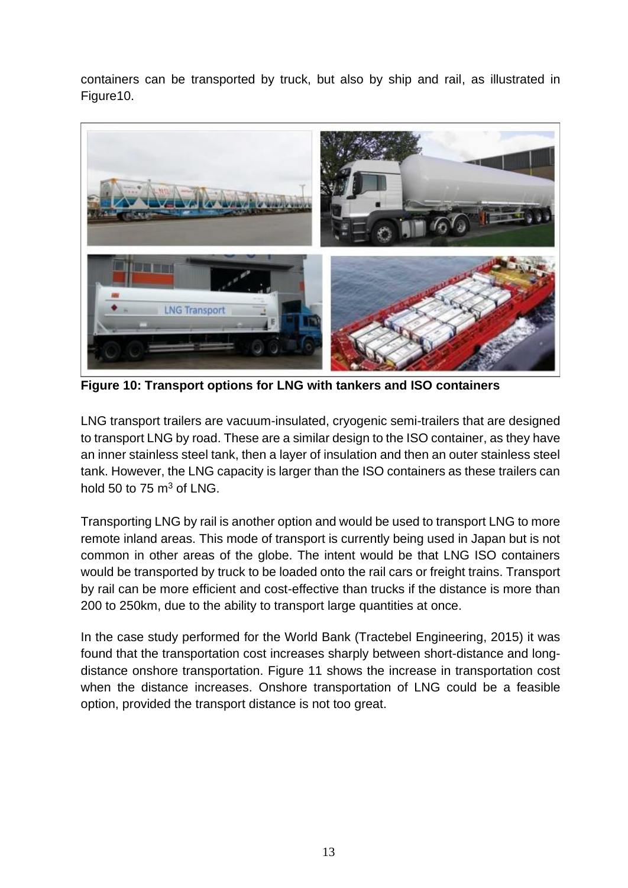containers can be transported by truck, but also by ship and rail, as illustrated in Figure10.

**Figure 10: Transport options for LNG with tankers and ISO containers**

LNG transport trailers are vacuum-insulated, cryogenic semi-trailers that are designed to transport LNG by road. These are a similar design to the ISO container, as they have an inner stainless steel tank, then a layer of insulation and then an outer stainless steel tank. However, the LNG capacity is larger than the ISO containers as these trailers can hold 50 to 75 $m^3$ of LNG.

Transporting LNG by rail is another option and would be used to transport LNG to more remote inland areas. This mode of transport is currently being used in Japan but is not common in other areas of the globe. The intent would be that LNG ISO containers would be transported by truck to be loaded onto the rail cars or freight trains. Transport by rail can be more efficient and cost-effective than trucks if the distance is more than 200 to 250km, due to the ability to transport large quantities at once.

In the case study performed for the World Bank (Tractebel Engineering, 2015) it was found that the transportation cost increases sharply between short-distance and long-distance onshore transportation. Figure 11 shows the increase in transportation cost when the distance increases. Onshore transportation of LNG could be a feasible option, provided the transport distance is not too great.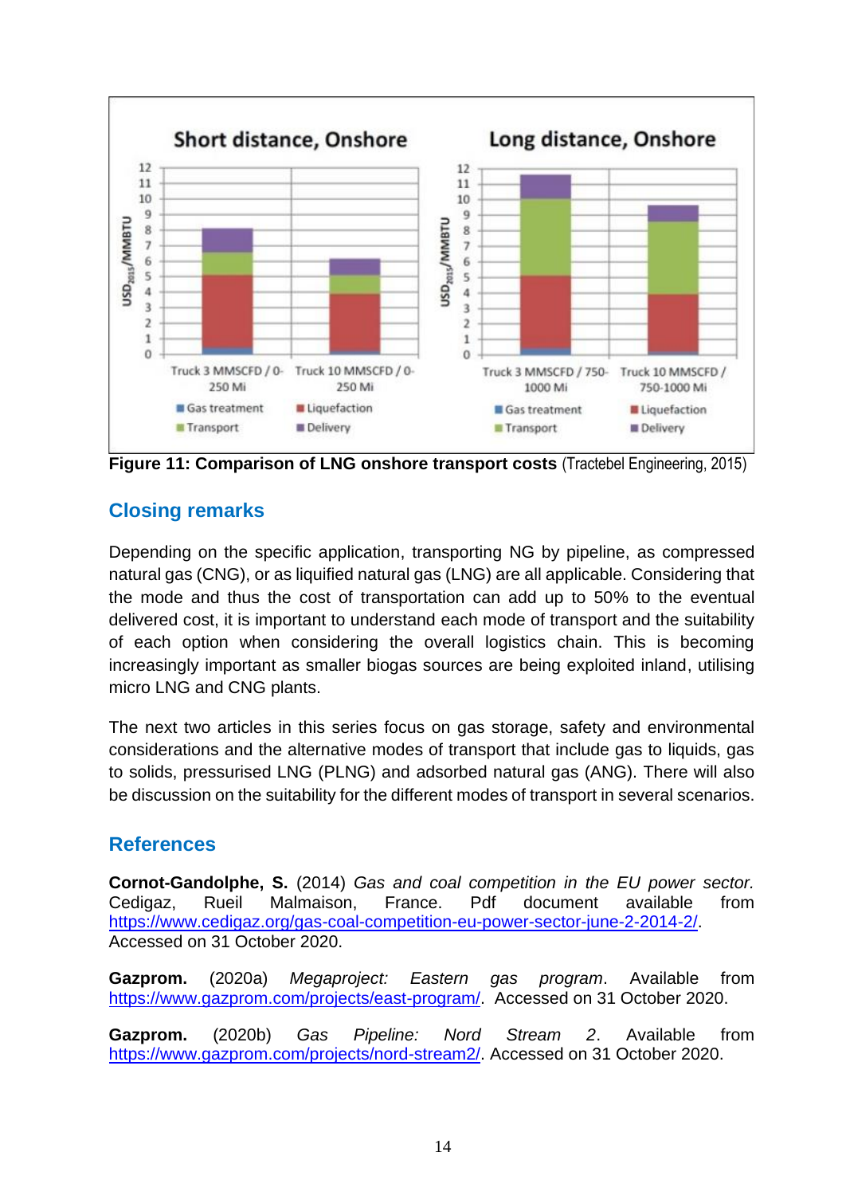Figure 11: Comparison of LNG onshore transport costs (Tractebel Engineering, 2015)

## Closing remarks

Depending on the specific application, transporting NG by pipeline, as compressed natural gas (CNG), or as liquified natural gas (LNG) are all applicable. Considering that the mode and thus the cost of transportation can add up to 50% to the eventual delivered cost, it is important to understand each mode of transport and the suitability of each option when considering the overall logistics chain. This is becoming increasingly important as smaller biogas sources are being exploited inland, utilising micro LNG and CNG plants.

The next two articles in this series focus on gas storage, safety and environmental considerations and the alternative modes of transport that include gas to liquids, gas to solids, pressurised LNG (PLNG) and adsorbed natural gas (ANG). There will also be discussion on the suitability for the different modes of transport in several scenarios.

## References

**Cornot-Gandolphe, S.** (2014) *Gas and coal competition in the EU power sector.* Cedigaz, Rueil Malmaison, France. Pdf document available from https://www.cedigaz.org/gas-coal-competition-eu-power-sector-june-2-2014-2/. Accessed on 31 October 2020.

**Gazprom.** (2020a) *Megaproject: Eastern gas program*. Available from https://www.gazprom.com/projects/east-program/. Accessed on 31 October 2020.

**Gazprom.** (2020b) *Gas Pipeline: Nord Stream 2*. Available from https://www.gazprom.com/projects/nord-stream2/. Accessed on 31 October 2020.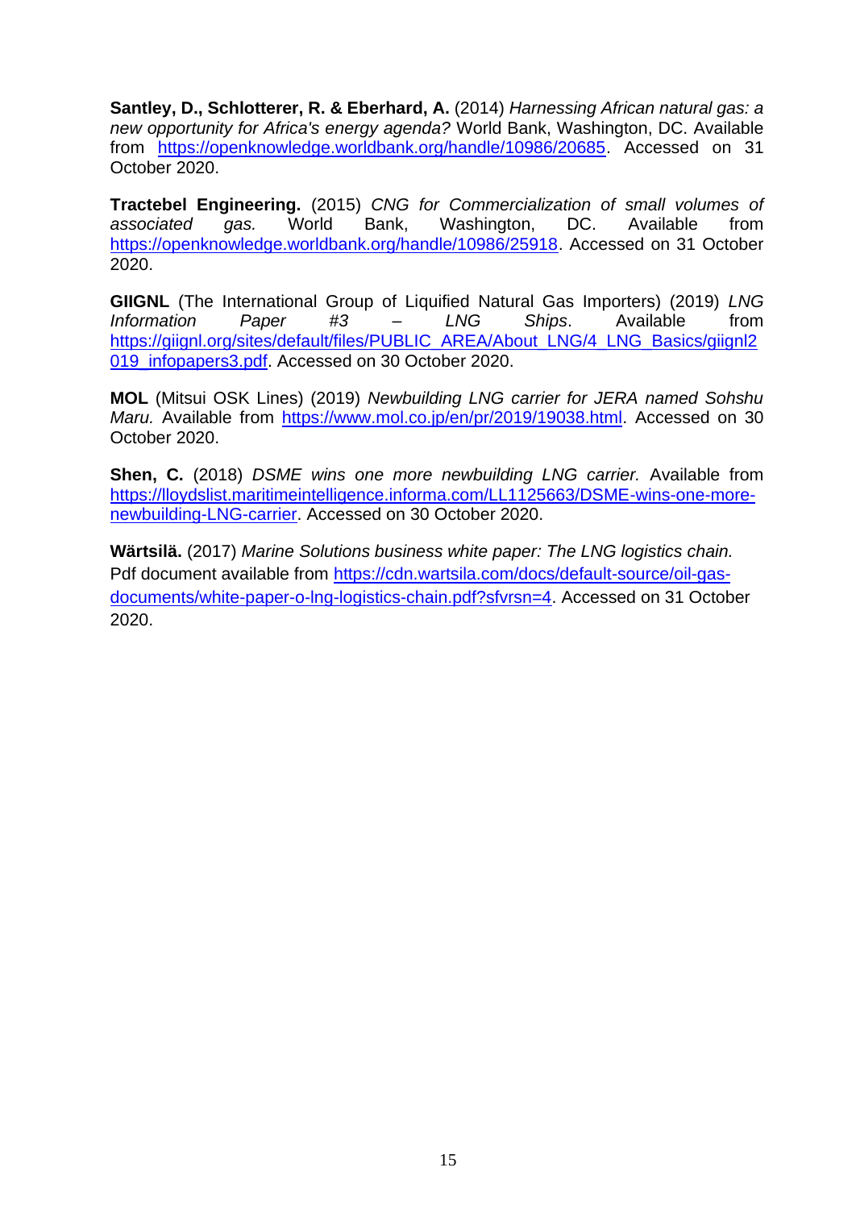**Santley, D., Schlotterer, R. & Eberhard, A.** (2014) *Harnessing African natural gas: a new opportunity for Africa's energy agenda?* World Bank, Washington, DC. Available from https://openknowledge.worldbank.org/handle/10986/20685. Accessed on 31 October 2020.

**Tractebel Engineering.** (2015) *CNG for Commercialization of small volumes of associated gas.* World Bank, Washington, DC. Available from https://openknowledge.worldbank.org/handle/10986/25918. Accessed on 31 October 2020.

**GIIGNL** (The International Group of Liquified Natural Gas Importers) (2019) *LNG Information Paper #3 – LNG Ships*. Available from https://giignl.org/sites/default/files/PUBLIC_AREA/About_LNG/4_LNG_Basics/giignl2019_infopapers3.pdf. Accessed on 30 October 2020.

**MOL** (Mitsui OSK Lines) (2019) *Newbuilding LNG carrier for JERA named Sohshu Maru.* Available from https://www.mol.co.jp/en/pr/2019/19038.html. Accessed on 30 October 2020.

**Shen, C.** (2018) *DSME wins one more newbuilding LNG carrier.* Available from https://lloydslist.maritimeintelligence.informa.com/LL1125663/DSME-wins-one-more-newbuilding-LNG-carrier. Accessed on 30 October 2020.

**Wärtsilä.** (2017) *Marine Solutions business white paper: The LNG logistics chain.* Pdf document available from https://cdn.wartsila.com/docs/default-source/oil-gas-documents/white-paper-o-lng-logistics-chain.pdf?sfvrsn=4. Accessed on 31 October 2020.